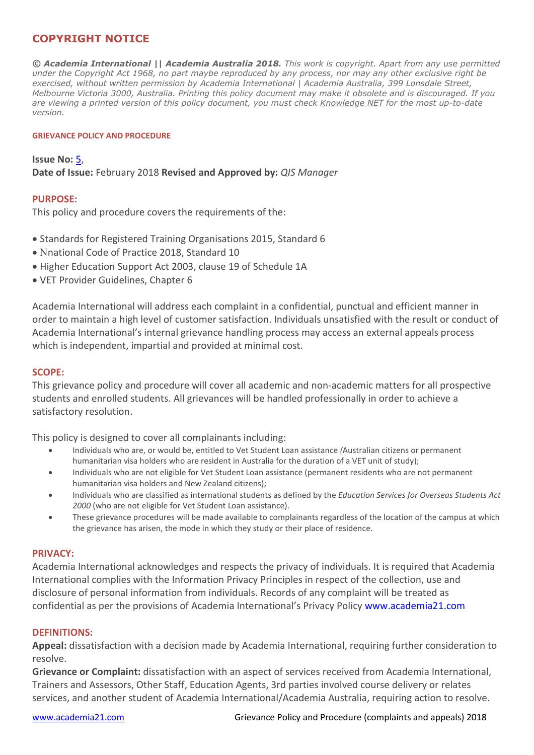## COPYRIGHT NOTICE

***© Academia International || Academia Australia 2018.*** *This work is copyright. Apart from any use permitted under the Copyright Act 1968, no part maybe reproduced by any process, nor may any other exclusive right be exercised, without written permission by Academia International | Academia Australia, 399 Lonsdale Street, Melbourne Victoria 3000, Australia. Printing this policy document may make it obsolete and is discouraged. If you are viewing a printed version of this policy document, you must check Knowledge NET for the most up-to-date version.*

### GRIEVANCE POLICY AND PROCEDURE

**Issue No:** 5,
**Date of Issue:** February 2018 **Revised and Approved by:** *QIS Manager*

### PURPOSE:

This policy and procedure covers the requirements of the:

- Standards for Registered Training Organisations 2015, Standard 6
- Nnational Code of Practice 2018, Standard 10
- Higher Education Support Act 2003, clause 19 of Schedule 1A
- VET Provider Guidelines, Chapter 6

Academia International will address each complaint in a confidential, punctual and efficient manner in order to maintain a high level of customer satisfaction. Individuals unsatisfied with the result or conduct of Academia International's internal grievance handling process may access an external appeals process which is independent, impartial and provided at minimal cost.

### SCOPE:

This grievance policy and procedure will cover all academic and non-academic matters for all prospective students and enrolled students. All grievances will be handled professionally in order to achieve a satisfactory resolution.

This policy is designed to cover all complainants including:

- Individuals who are, or would be, entitled to Vet Student Loan assistance (Australian citizens or permanent humanitarian visa holders who are resident in Australia for the duration of a VET unit of study);
- Individuals who are not eligible for Vet Student Loan assistance (permanent residents who are not permanent humanitarian visa holders and New Zealand citizens);
- Individuals who are classified as international students as defined by the *Education Services for Overseas Students Act 2000* (who are not eligible for Vet Student Loan assistance).
- These grievance procedures will be made available to complainants regardless of the location of the campus at which the grievance has arisen, the mode in which they study or their place of residence.

### PRIVACY:

Academia International acknowledges and respects the privacy of individuals. It is required that Academia International complies with the Information Privacy Principles in respect of the collection, use and disclosure of personal information from individuals. Records of any complaint will be treated as confidential as per the provisions of Academia International's Privacy Policy www.academia21.com

### DEFINITIONS:

**Appeal:** dissatisfaction with a decision made by Academia International, requiring further consideration to resolve.
**Grievance or Complaint:** dissatisfaction with an aspect of services received from Academia International, Trainers and Assessors, Other Staff, Education Agents, 3rd parties involved course delivery or relates services, and another student of Academia International/Academia Australia, requiring action to resolve.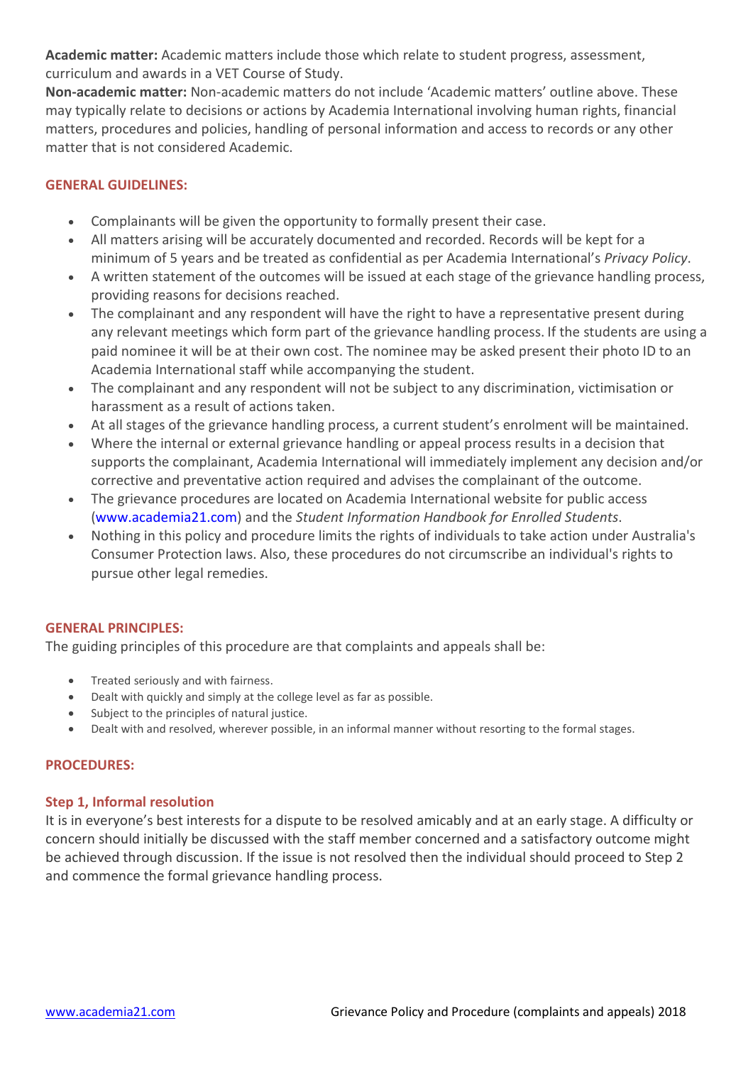**Academic matter:** Academic matters include those which relate to student progress, assessment, curriculum and awards in a VET Course of Study.

**Non-academic matter:** Non-academic matters do not include 'Academic matters' outline above. These may typically relate to decisions or actions by Academia International involving human rights, financial matters, procedures and policies, handling of personal information and access to records or any other matter that is not considered Academic.

## GENERAL GUIDELINES:

- Complainants will be given the opportunity to formally present their case.
- All matters arising will be accurately documented and recorded. Records will be kept for a minimum of 5 years and be treated as confidential as per Academia International's *Privacy Policy*.
- A written statement of the outcomes will be issued at each stage of the grievance handling process, providing reasons for decisions reached.
- The complainant and any respondent will have the right to have a representative present during any relevant meetings which form part of the grievance handling process. If the students are using a paid nominee it will be at their own cost. The nominee may be asked present their photo ID to an Academia International staff while accompanying the student.
- The complainant and any respondent will not be subject to any discrimination, victimisation or harassment as a result of actions taken.
- At all stages of the grievance handling process, a current student's enrolment will be maintained.
- Where the internal or external grievance handling or appeal process results in a decision that supports the complainant, Academia International will immediately implement any decision and/or corrective and preventative action required and advises the complainant of the outcome.
- The grievance procedures are located on Academia International website for public access (www.academia21.com) and the *Student Information Handbook for Enrolled Students*.
- Nothing in this policy and procedure limits the rights of individuals to take action under Australia's Consumer Protection laws. Also, these procedures do not circumscribe an individual's rights to pursue other legal remedies.

## GENERAL PRINCIPLES:

The guiding principles of this procedure are that complaints and appeals shall be:

- Treated seriously and with fairness.
- Dealt with quickly and simply at the college level as far as possible.
- Subject to the principles of natural justice.
- Dealt with and resolved, wherever possible, in an informal manner without resorting to the formal stages.

## PROCEDURES:

### Step 1, Informal resolution

It is in everyone's best interests for a dispute to be resolved amicably and at an early stage. A difficulty or concern should initially be discussed with the staff member concerned and a satisfactory outcome might be achieved through discussion. If the issue is not resolved then the individual should proceed to Step 2 and commence the formal grievance handling process.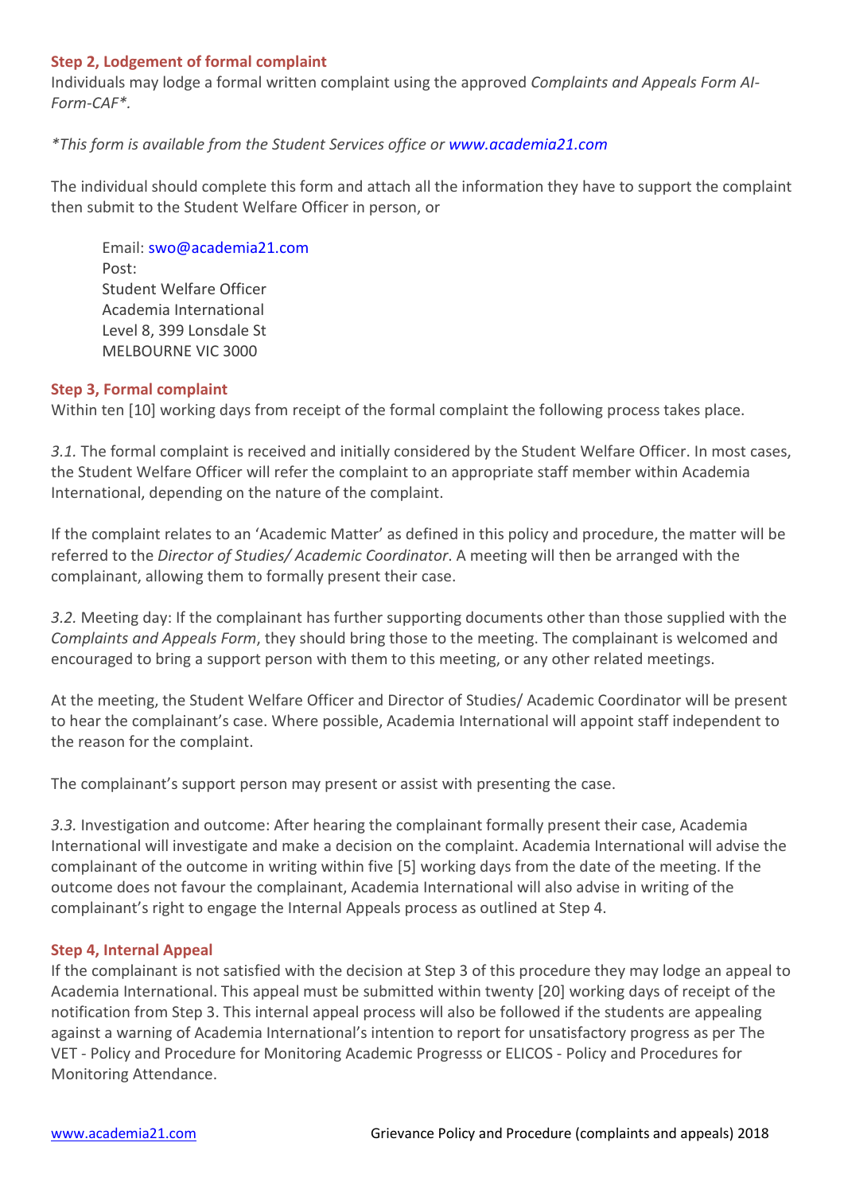### Step 2, Lodgement of formal complaint

Individuals may lodge a formal written complaint using the approved *Complaints and Appeals Form AI-Form-CAF*.*

**This form is available from the Student Services office or www.academia21.com*

The individual should complete this form and attach all the information they have to support the complaint then submit to the Student Welfare Officer in person, or

> Email: swo@academia21.com
> Post:
> Student Welfare Officer
> Academia International
> Level 8, 399 Lonsdale St
> MELBOURNE VIC 3000

### Step 3, Formal complaint

Within ten [10] working days from receipt of the formal complaint the following process takes place.

*3.1.* The formal complaint is received and initially considered by the Student Welfare Officer. In most cases, the Student Welfare Officer will refer the complaint to an appropriate staff member within Academia International, depending on the nature of the complaint.

If the complaint relates to an 'Academic Matter' as defined in this policy and procedure, the matter will be referred to the *Director of Studies/ Academic Coordinator*. A meeting will then be arranged with the complainant, allowing them to formally present their case.

*3.2.* Meeting day: If the complainant has further supporting documents other than those supplied with the *Complaints and Appeals Form*, they should bring those to the meeting. The complainant is welcomed and encouraged to bring a support person with them to this meeting, or any other related meetings.

At the meeting, the Student Welfare Officer and Director of Studies/ Academic Coordinator will be present to hear the complainant's case. Where possible, Academia International will appoint staff independent to the reason for the complaint.

The complainant's support person may present or assist with presenting the case.

*3.3.* Investigation and outcome: After hearing the complainant formally present their case, Academia International will investigate and make a decision on the complaint. Academia International will advise the complainant of the outcome in writing within five [5] working days from the date of the meeting. If the outcome does not favour the complainant, Academia International will also advise in writing of the complainant's right to engage the Internal Appeals process as outlined at Step 4.

### Step 4, Internal Appeal

If the complainant is not satisfied with the decision at Step 3 of this procedure they may lodge an appeal to Academia International. This appeal must be submitted within twenty [20] working days of receipt of the notification from Step 3. This internal appeal process will also be followed if the students are appealing against a warning of Academia International's intention to report for unsatisfactory progress as per The VET - Policy and Procedure for Monitoring Academic Progresss or ELICOS - Policy and Procedures for Monitoring Attendance.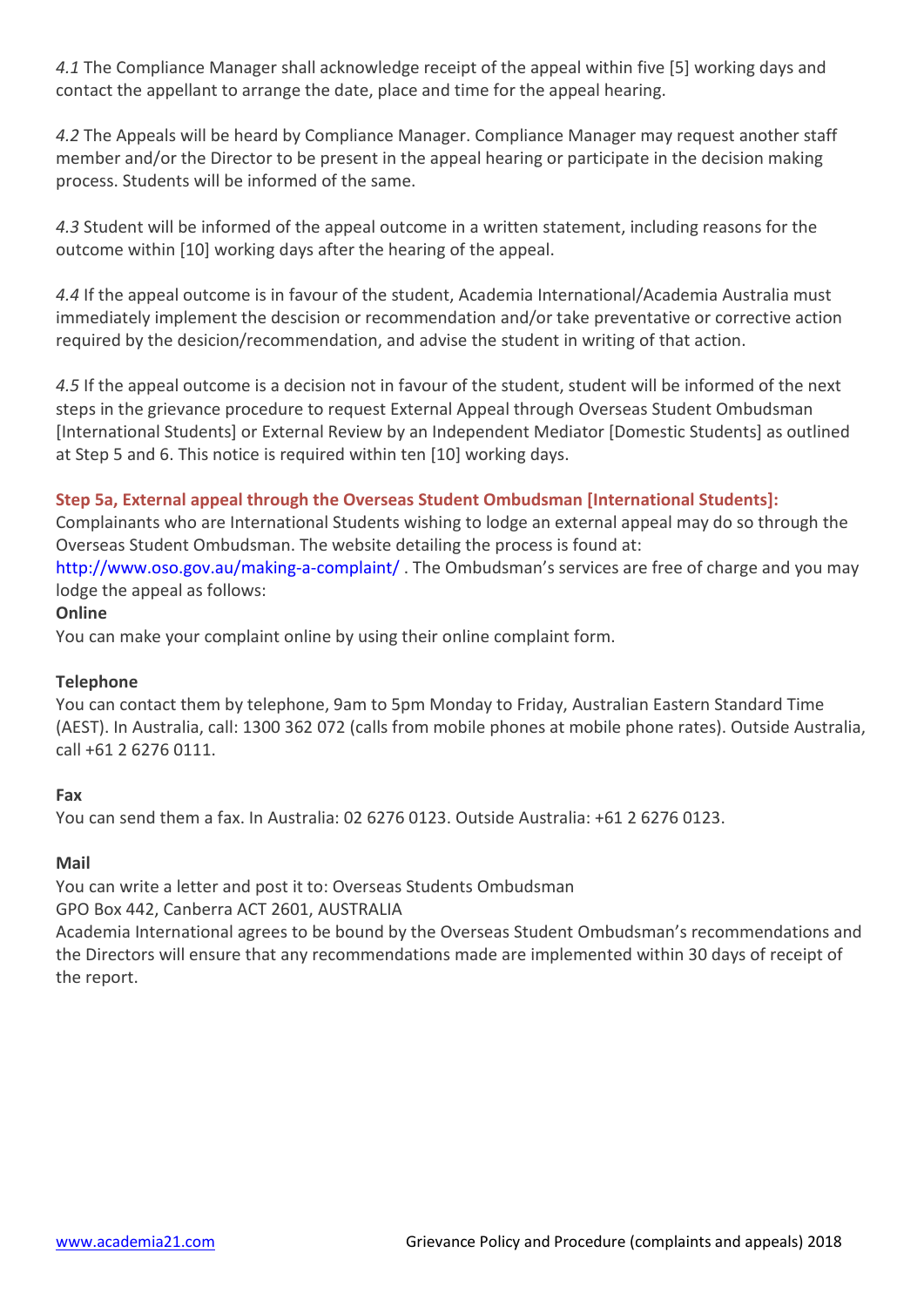*4.1* The Compliance Manager shall acknowledge receipt of the appeal within five [5] working days and contact the appellant to arrange the date, place and time for the appeal hearing.

*4.2* The Appeals will be heard by Compliance Manager. Compliance Manager may request another staff member and/or the Director to be present in the appeal hearing or participate in the decision making process. Students will be informed of the same.

*4.3* Student will be informed of the appeal outcome in a written statement, including reasons for the outcome within [10] working days after the hearing of the appeal.

*4.4* If the appeal outcome is in favour of the student, Academia International/Academia Australia must immediately implement the descision or recommendation and/or take preventative or corrective action required by the desicion/recommendation, and advise the student in writing of that action.

*4.5* If the appeal outcome is a decision not in favour of the student, student will be informed of the next steps in the grievance procedure to request External Appeal through Overseas Student Ombudsman [International Students] or External Review by an Independent Mediator [Domestic Students] as outlined at Step 5 and 6. This notice is required within ten [10] working days.

### Step 5a, External appeal through the Overseas Student Ombudsman [International Students]:

Complainants who are International Students wishing to lodge an external appeal may do so through the Overseas Student Ombudsman. The website detailing the process is found at: http://www.oso.gov.au/making-a-complaint/ . The Ombudsman's services are free of charge and you may lodge the appeal as follows:

**Online**

You can make your complaint online by using their online complaint form.

**Telephone**

You can contact them by telephone, 9am to 5pm Monday to Friday, Australian Eastern Standard Time (AEST). In Australia, call: 1300 362 072 (calls from mobile phones at mobile phone rates). Outside Australia, call +61 2 6276 0111.

**Fax**

You can send them a fax. In Australia: 02 6276 0123. Outside Australia: +61 2 6276 0123.

**Mail**

You can write a letter and post it to: Overseas Students Ombudsman
GPO Box 442, Canberra ACT 2601, AUSTRALIA
Academia International agrees to be bound by the Overseas Student Ombudsman's recommendations and the Directors will ensure that any recommendations made are implemented within 30 days of receipt of the report.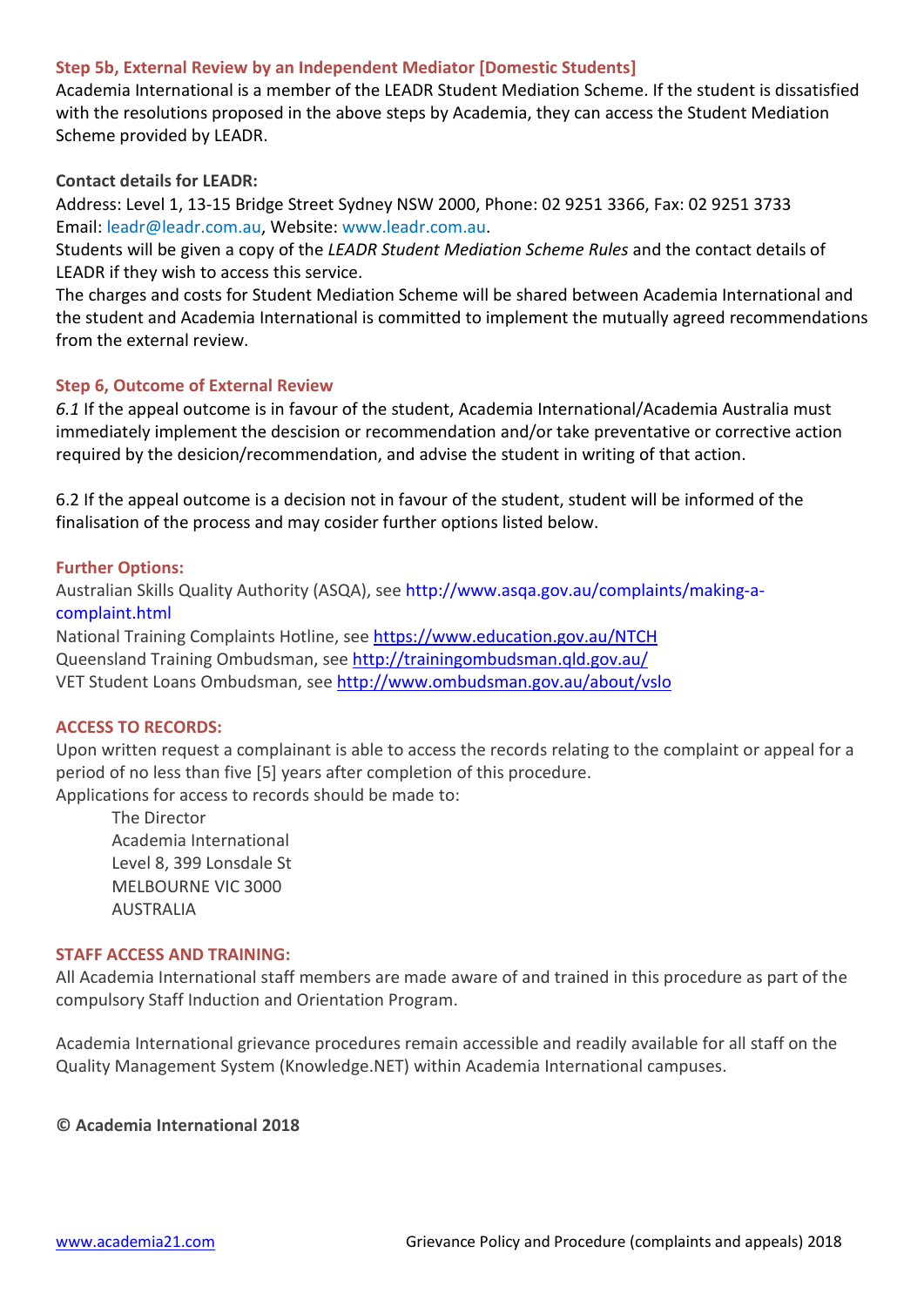### Step 5b, External Review by an Independent Mediator [Domestic Students]

Academia International is a member of the LEADR Student Mediation Scheme. If the student is dissatisfied with the resolutions proposed in the above steps by Academia, they can access the Student Mediation Scheme provided by LEADR.

**Contact details for LEADR:**

Address: Level 1, 13-15 Bridge Street Sydney NSW 2000, Phone: 02 9251 3366, Fax: 02 9251 3733
Email: leadr@leadr.com.au, Website: www.leadr.com.au.
Students will be given a copy of the *LEADR Student Mediation Scheme Rules* and the contact details of LEADR if they wish to access this service.
The charges and costs for Student Mediation Scheme will be shared between Academia International and the student and Academia International is committed to implement the mutually agreed recommendations from the external review.

### Step 6, Outcome of External Review

*6.1* If the appeal outcome is in favour of the student, Academia International/Academia Australia must immediately implement the descision or recommendation and/or take preventative or corrective action required by the desicion/recommendation, and advise the student in writing of that action.

6.2 If the appeal outcome is a decision not in favour of the student, student will be informed of the finalisation of the process and may cosider further options listed below.

### Further Options:

Australian Skills Quality Authority (ASQA), see http://www.asqa.gov.au/complaints/making-a-complaint.html
National Training Complaints Hotline, see https://www.education.gov.au/NTCH
Queensland Training Ombudsman, see http://trainingombudsman.qld.gov.au/
VET Student Loans Ombudsman, see http://www.ombudsman.gov.au/about/vslo

### ACCESS TO RECORDS:

Upon written request a complainant is able to access the records relating to the complaint or appeal for a period of no less than five [5] years after completion of this procedure.
Applications for access to records should be made to:

The Director
Academia International
Level 8, 399 Lonsdale St
MELBOURNE VIC 3000
AUSTRALIA

### STAFF ACCESS AND TRAINING:

All Academia International staff members are made aware of and trained in this procedure as part of the compulsory Staff Induction and Orientation Program.

Academia International grievance procedures remain accessible and readily available for all staff on the Quality Management System (Knowledge.NET) within Academia International campuses.

**© Academia International 2018**